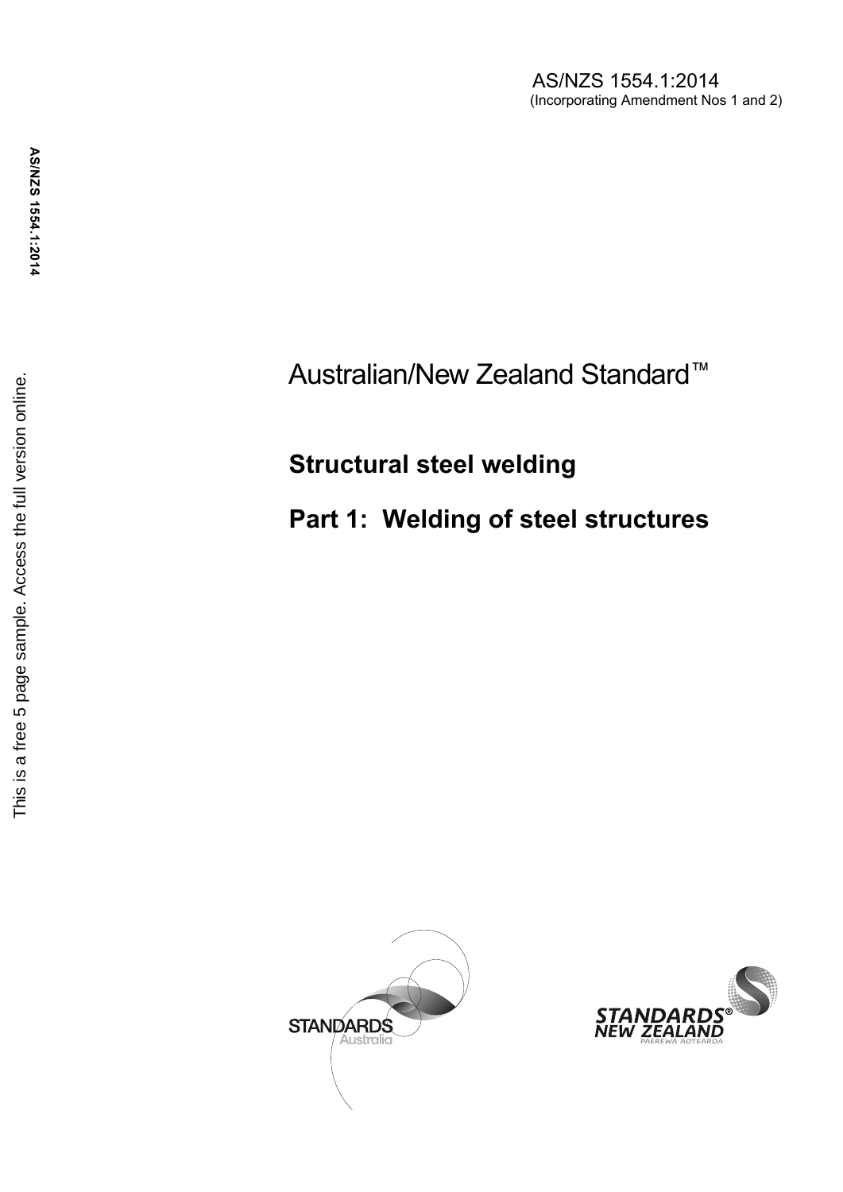AS/NZS 1554.1:2014
(Incorporating Amendment Nos 1 and 2)

Australian/New Zealand Standard™

# Structural steel welding

# Part 1: Welding of steel structures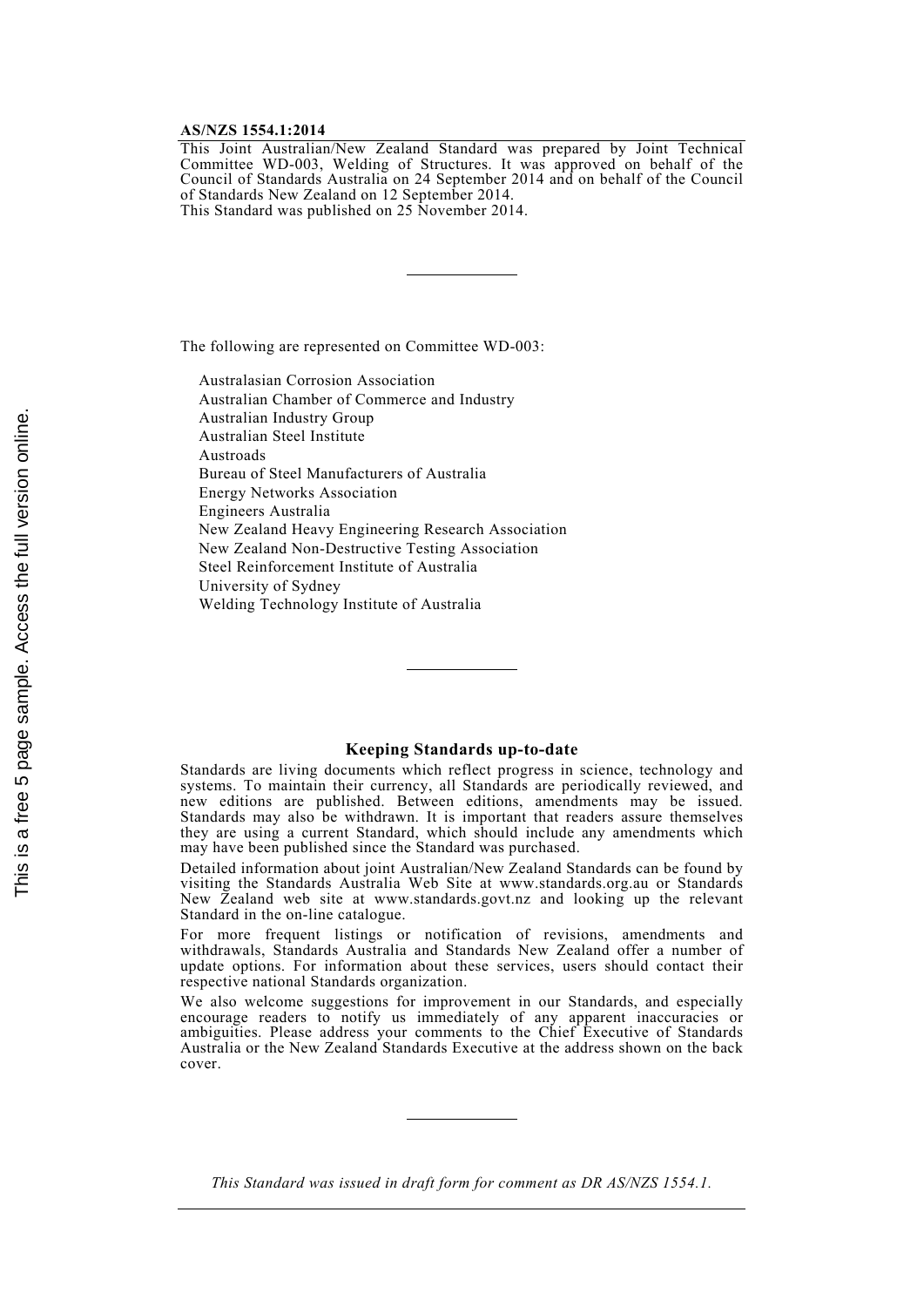**AS/NZS 1554.1:2014**

This Joint Australian/New Zealand Standard was prepared by Joint Technical Committee WD-003, Welding of Structures. It was approved on behalf of the Council of Standards Australia on 24 September 2014 and on behalf of the Council of Standards New Zealand on 12 September 2014.
This Standard was published on 25 November 2014.

---

The following are represented on Committee WD-003:

- Australasian Corrosion Association
- Australian Chamber of Commerce and Industry
- Australian Industry Group
- Australian Steel Institute
- Austroads
- Bureau of Steel Manufacturers of Australia
- Energy Networks Association
- Engineers Australia
- New Zealand Heavy Engineering Research Association
- New Zealand Non-Destructive Testing Association
- Steel Reinforcement Institute of Australia
- University of Sydney
- Welding Technology Institute of Australia

---

## Keeping Standards up-to-date

Standards are living documents which reflect progress in science, technology and systems. To maintain their currency, all Standards are periodically reviewed, and new editions are published. Between editions, amendments may be issued. Standards may also be withdrawn. It is important that readers assure themselves they are using a current Standard, which should include any amendments which may have been published since the Standard was purchased.

Detailed information about joint Australian/New Zealand Standards can be found by visiting the Standards Australia Web Site at www.standards.org.au or Standards New Zealand web site at www.standards.govt.nz and looking up the relevant Standard in the on-line catalogue.

For more frequent listings or notification of revisions, amendments and withdrawals, Standards Australia and Standards New Zealand offer a number of update options. For information about these services, users should contact their respective national Standards organization.

We also welcome suggestions for improvement in our Standards, and especially encourage readers to notify us immediately of any apparent inaccuracies or ambiguities. Please address your comments to the Chief Executive of Standards Australia or the New Zealand Standards Executive at the address shown on the back cover.

---

*This Standard was issued in draft form for comment as DR AS/NZS 1554.1.*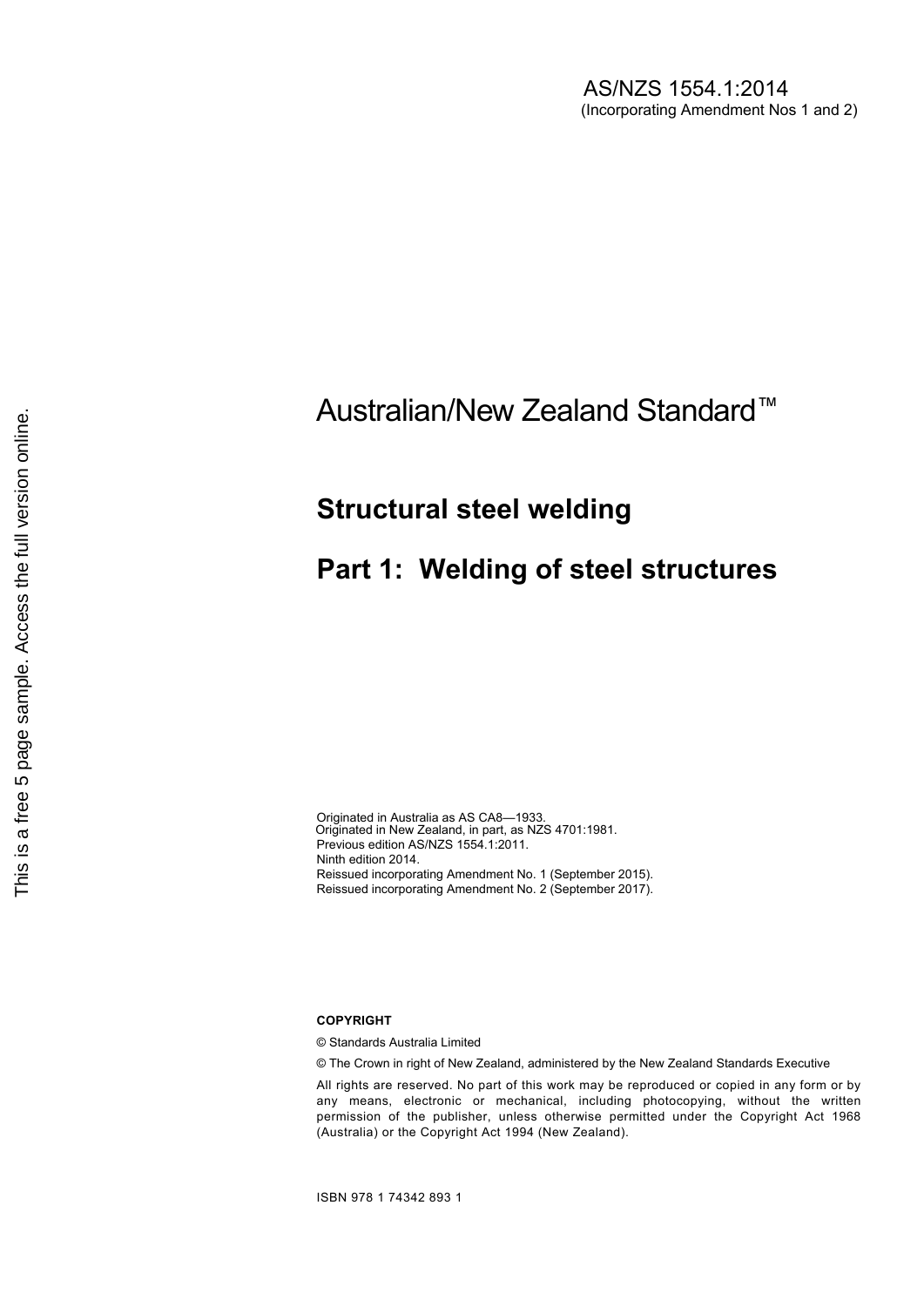AS/NZS 1554.1:2014

(Incorporating Amendment Nos 1 and 2)

# Australian/New Zealand Standard™

## Structural steel welding

## Part 1: Welding of steel structures

Originated in Australia as AS CA8—1933.
Originated in New Zealand, in part, as NZS 4701:1981.
Previous edition AS/NZS 1554.1:2011.
Ninth edition 2014.
Reissued incorporating Amendment No. 1 (September 2015).
Reissued incorporating Amendment No. 2 (September 2017).

**COPYRIGHT**

© Standards Australia Limited

© The Crown in right of New Zealand, administered by the New Zealand Standards Executive

All rights are reserved. No part of this work may be reproduced or copied in any form or by any means, electronic or mechanical, including photocopying, without the written permission of the publisher, unless otherwise permitted under the Copyright Act 1968 (Australia) or the Copyright Act 1994 (New Zealand).

ISBN 978 1 74342 893 1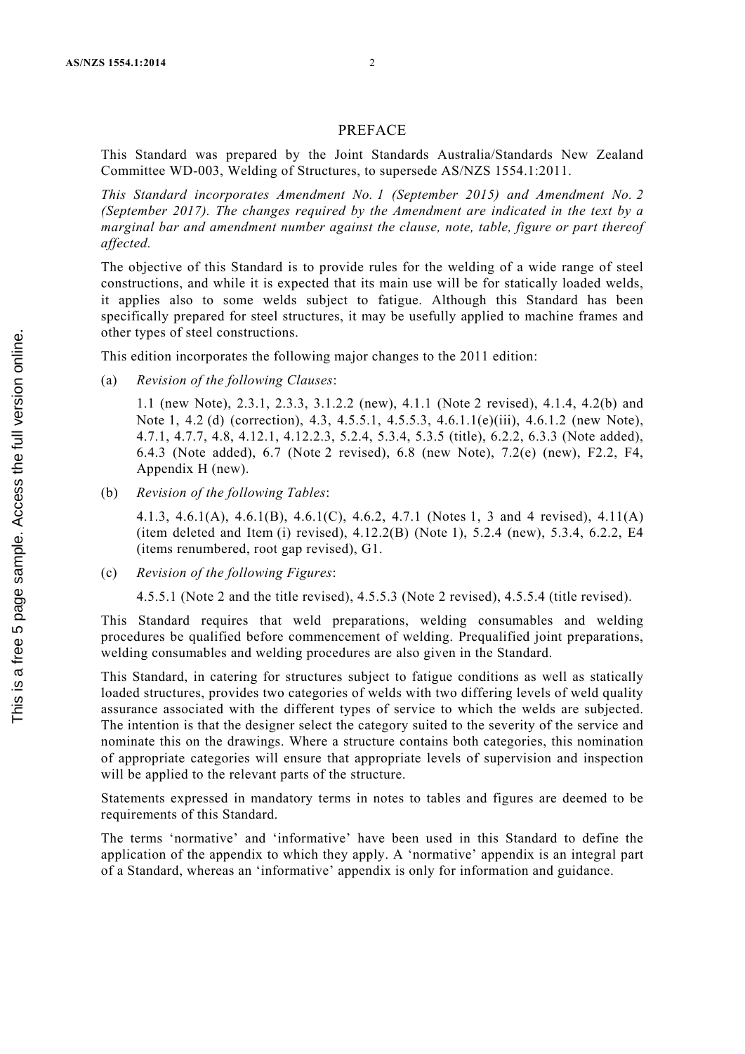# PREFACE

This Standard was prepared by the Joint Standards Australia/Standards New Zealand Committee WD-003, Welding of Structures, to supersede AS/NZS 1554.1:2011.

*This Standard incorporates Amendment No. 1 (September 2015) and Amendment No. 2 (September 2017). The changes required by the Amendment are indicated in the text by a marginal bar and amendment number against the clause, note, table, figure or part thereof affected.*

The objective of this Standard is to provide rules for the welding of a wide range of steel constructions, and while it is expected that its main use will be for statically loaded welds, it applies also to some welds subject to fatigue. Although this Standard has been specifically prepared for steel structures, it may be usefully applied to machine frames and other types of steel constructions.

This edition incorporates the following major changes to the 2011 edition:

(a) *Revision of the following Clauses*:

1.1 (new Note), 2.3.1, 2.3.3, 3.1.2.2 (new), 4.1.1 (Note 2 revised), 4.1.4, 4.2(b) and Note 1, 4.2 (d) (correction), 4.3, 4.5.5.1, 4.5.5.3, 4.6.1.1(e)(iii), 4.6.1.2 (new Note), 4.7.1, 4.7.7, 4.8, 4.12.1, 4.12.2.3, 5.2.4, 5.3.4, 5.3.5 (title), 6.2.2, 6.3.3 (Note added), 6.4.3 (Note added), 6.7 (Note 2 revised), 6.8 (new Note), 7.2(e) (new), F2.2, F4, Appendix H (new).

(b) *Revision of the following Tables*:

4.1.3, 4.6.1(A), 4.6.1(B), 4.6.1(C), 4.6.2, 4.7.1 (Notes 1, 3 and 4 revised), 4.11(A) (item deleted and Item (i) revised), 4.12.2(B) (Note 1), 5.2.4 (new), 5.3.4, 6.2.2, E4 (items renumbered, root gap revised), G1.

(c) *Revision of the following Figures*:

4.5.5.1 (Note 2 and the title revised), 4.5.5.3 (Note 2 revised), 4.5.5.4 (title revised).

This Standard requires that weld preparations, welding consumables and welding procedures be qualified before commencement of welding. Prequalified joint preparations, welding consumables and welding procedures are also given in the Standard.

This Standard, in catering for structures subject to fatigue conditions as well as statically loaded structures, provides two categories of welds with two differing levels of weld quality assurance associated with the different types of service to which the welds are subjected. The intention is that the designer select the category suited to the severity of the service and nominate this on the drawings. Where a structure contains both categories, this nomination of appropriate categories will ensure that appropriate levels of supervision and inspection will be applied to the relevant parts of the structure.

Statements expressed in mandatory terms in notes to tables and figures are deemed to be requirements of this Standard.

The terms 'normative' and 'informative' have been used in this Standard to define the application of the appendix to which they apply. A 'normative' appendix is an integral part of a Standard, whereas an 'informative' appendix is only for information and guidance.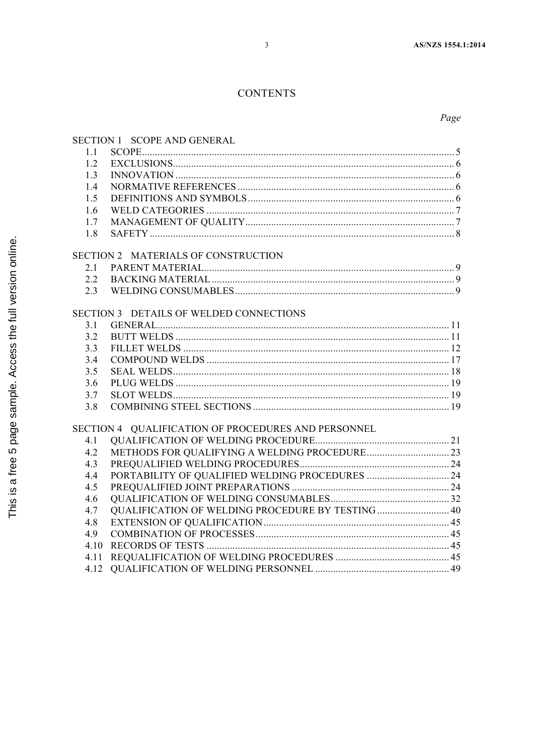# CONTENTS

*Page*

**SECTION 1 SCOPE AND GENERAL**

| | | |
|---|---|---|
| 1.1 | SCOPE | 5 |
| 1.2 | EXCLUSIONS | 6 |
| 1.3 | INNOVATION | 6 |
| 1.4 | NORMATIVE REFERENCES | 6 |
| 1.5 | DEFINITIONS AND SYMBOLS | 6 |
| 1.6 | WELD CATEGORIES | 7 |
| 1.7 | MANAGEMENT OF QUALITY | 7 |
| 1.8 | SAFETY | 8 |

**SECTION 2 MATERIALS OF CONSTRUCTION**

| | | |
|---|---|---|
| 2.1 | PARENT MATERIAL | 9 |
| 2.2 | BACKING MATERIAL | 9 |
| 2.3 | WELDING CONSUMABLES | 9 |

**SECTION 3 DETAILS OF WELDED CONNECTIONS**

| | | |
|---|---|---|
| 3.1 | GENERAL | 11 |
| 3.2 | BUTT WELDS | 11 |
| 3.3 | FILLET WELDS | 12 |
| 3.4 | COMPOUND WELDS | 17 |
| 3.5 | SEAL WELDS | 18 |
| 3.6 | PLUG WELDS | 19 |
| 3.7 | SLOT WELDS | 19 |
| 3.8 | COMBINING STEEL SECTIONS | 19 |

**SECTION 4 QUALIFICATION OF PROCEDURES AND PERSONNEL**

| | | |
|---|---|---|
| 4.1 | QUALIFICATION OF WELDING PROCEDURE | 21 |
| 4.2 | METHODS FOR QUALIFYING A WELDING PROCEDURE | 23 |
| 4.3 | PREQUALIFIED WELDING PROCEDURES | 24 |
| 4.4 | PORTABILITY OF QUALIFIED WELDING PROCEDURES | 24 |
| 4.5 | PREQUALIFIED JOINT PREPARATIONS | 24 |
| 4.6 | QUALIFICATION OF WELDING CONSUMABLES | 32 |
| 4.7 | QUALIFICATION OF WELDING PROCEDURE BY TESTING | 40 |
| 4.8 | EXTENSION OF QUALIFICATION | 45 |
| 4.9 | COMBINATION OF PROCESSES | 45 |
| 4.10 | RECORDS OF TESTS | 45 |
| 4.11 | REQUALIFICATION OF WELDING PROCEDURES | 45 |
| 4.12 | QUALIFICATION OF WELDING PERSONNEL | 49 |